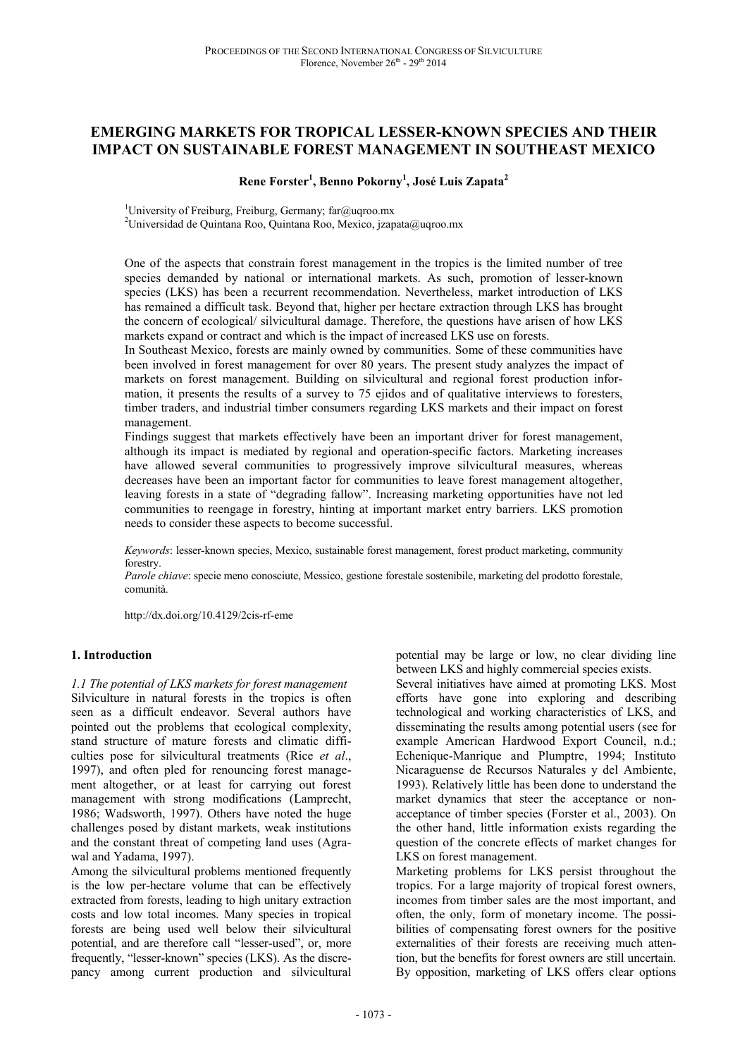# EMERGING MARKETS FOR TROPICAL LESSER-KNOWN SPECIES AND THEIR IMPACT ON SUSTAINABLE FOREST MANAGEMENT IN SOUTHEAST MEXICO

**Rene Forster[1], Benno Pokorny[1], José Luis Zapata[2]**

[1]University of Freiburg, Freiburg, Germany; far@uqroo.mx
[2]Universidad de Quintana Roo, Quintana Roo, Mexico, jzapata@uqroo.mx

One of the aspects that constrain forest management in the tropics is the limited number of tree species demanded by national or international markets. As such, promotion of lesser-known species (LKS) has been a recurrent recommendation. Nevertheless, market introduction of LKS has remained a difficult task. Beyond that, higher per hectare extraction through LKS has brought the concern of ecological/ silvicultural damage. Therefore, the questions have arisen of how LKS markets expand or contract and which is the impact of increased LKS use on forests.

In Southeast Mexico, forests are mainly owned by communities. Some of these communities have been involved in forest management for over 80 years. The present study analyzes the impact of markets on forest management. Building on silvicultural and regional forest production information, it presents the results of a survey to 75 ejidos and of qualitative interviews to foresters, timber traders, and industrial timber consumers regarding LKS markets and their impact on forest management.

Findings suggest that markets effectively have been an important driver for forest management, although its impact is mediated by regional and operation-specific factors. Marketing increases have allowed several communities to progressively improve silvicultural measures, whereas decreases have been an important factor for communities to leave forest management altogether, leaving forests in a state of "degrading fallow". Increasing marketing opportunities have not led communities to reengage in forestry, hinting at important market entry barriers. LKS promotion needs to consider these aspects to become successful.

*Keywords*: lesser-known species, Mexico, sustainable forest management, forest product marketing, community forestry.
*Parole chiave*: specie meno conosciute, Messico, gestione forestale sostenibile, marketing del prodotto forestale, comunità.

http://dx.doi.org/10.4129/2cis-rf-eme

## 1. Introduction

### *1.1 The potential of LKS markets for forest management*

Silviculture in natural forests in the tropics is often seen as a difficult endeavor. Several authors have pointed out the problems that ecological complexity, stand structure of mature forests and climatic difficulties pose for silvicultural treatments (Rice *et al*., 1997), and often pled for renouncing forest management altogether, or at least for carrying out forest management with strong modifications (Lamprecht, 1986; Wadsworth, 1997). Others have noted the huge challenges posed by distant markets, weak institutions and the constant threat of competing land uses (Agrawal and Yadama, 1997).

Among the silvicultural problems mentioned frequently is the low per-hectare volume that can be effectively extracted from forests, leading to high unitary extraction costs and low total incomes. Many species in tropical forests are being used well below their silvicultural potential, and are therefore call "lesser-used", or, more frequently, "lesser-known" species (LKS). As the discrepancy among current production and silvicultural potential may be large or low, no clear dividing line between LKS and highly commercial species exists.

Several initiatives have aimed at promoting LKS. Most efforts have gone into exploring and describing technological and working characteristics of LKS, and disseminating the results among potential users (see for example American Hardwood Export Council, n.d.; Echenique-Manrique and Plumptre, 1994; Instituto Nicaraguense de Recursos Naturales y del Ambiente, 1993). Relatively little has been done to understand the market dynamics that steer the acceptance or non-acceptance of timber species (Forster et al., 2003). On the other hand, little information exists regarding the question of the concrete effects of market changes for LKS on forest management.

Marketing problems for LKS persist throughout the tropics. For a large majority of tropical forest owners, incomes from timber sales are the most important, and often, the only, form of monetary income. The possibilities of compensating forest owners for the positive externalities of their forests are receiving much attention, but the benefits for forest owners are still uncertain. By opposition, marketing of LKS offers clear options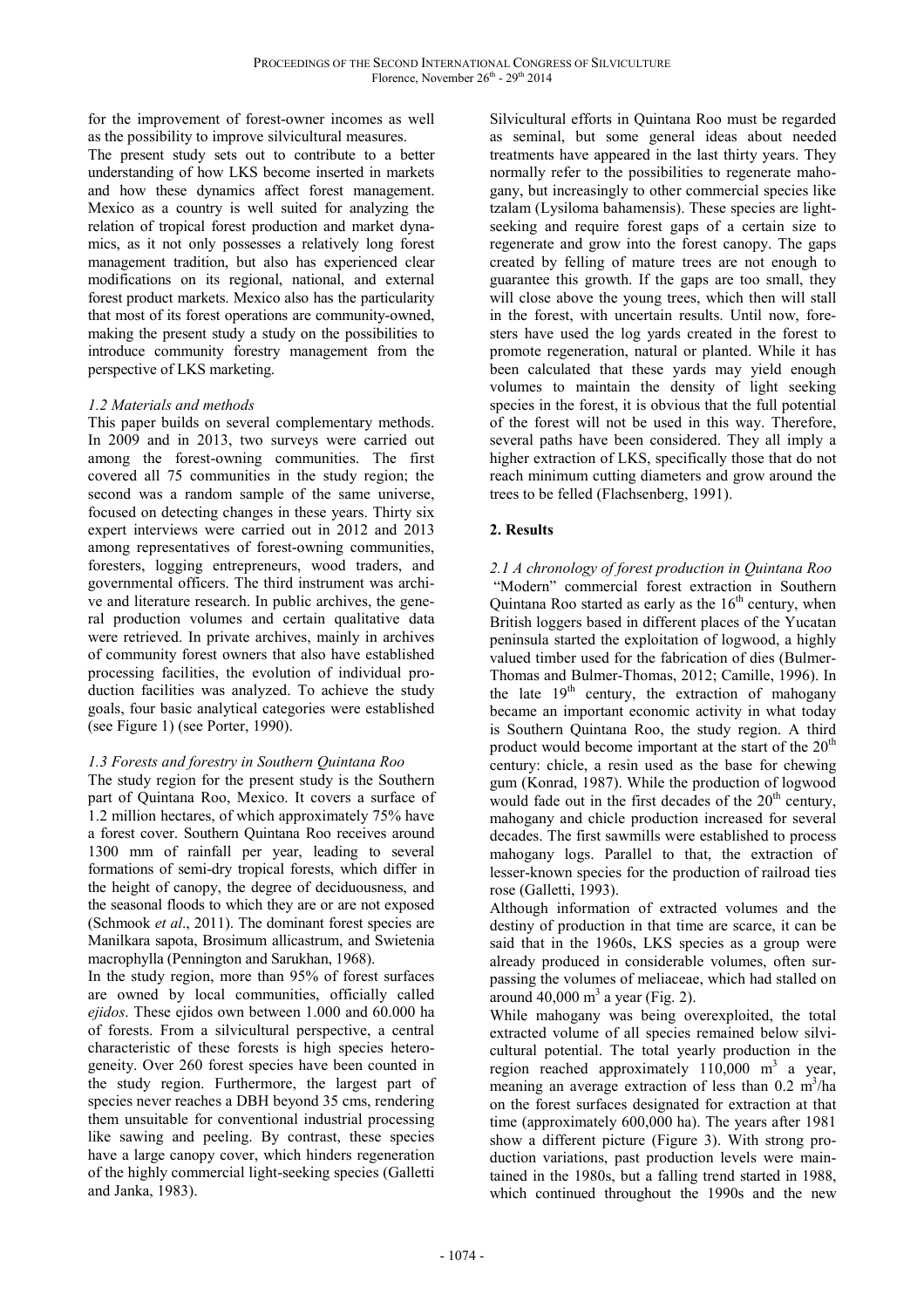for the improvement of forest-owner incomes as well as the possibility to improve silvicultural measures.

The present study sets out to contribute to a better understanding of how LKS become inserted in markets and how these dynamics affect forest management. Mexico as a country is well suited for analyzing the relation of tropical forest production and market dynamics, as it not only possesses a relatively long forest management tradition, but also has experienced clear modifications on its regional, national, and external forest product markets. Mexico also has the particularity that most of its forest operations are community-owned, making the present study a study on the possibilities to introduce community forestry management from the perspective of LKS marketing.

### *1.2 Materials and methods*

This paper builds on several complementary methods. In 2009 and in 2013, two surveys were carried out among the forest-owning communities. The first covered all 75 communities in the study region; the second was a random sample of the same universe, focused on detecting changes in these years. Thirty six expert interviews were carried out in 2012 and 2013 among representatives of forest-owning communities, foresters, logging entrepreneurs, wood traders, and governmental officers. The third instrument was archive and literature research. In public archives, the general production volumes and certain qualitative data were retrieved. In private archives, mainly in archives of community forest owners that also have established processing facilities, the evolution of individual production facilities was analyzed. To achieve the study goals, four basic analytical categories were established (see Figure 1) (see Porter, 1990).

### *1.3 Forests and forestry in Southern Quintana Roo*

The study region for the present study is the Southern part of Quintana Roo, Mexico. It covers a surface of 1.2 million hectares, of which approximately 75% have a forest cover. Southern Quintana Roo receives around 1300 mm of rainfall per year, leading to several formations of semi-dry tropical forests, which differ in the height of canopy, the degree of deciduousness, and the seasonal floods to which they are or are not exposed (Schmook *et al*., 2011). The dominant forest species are Manilkara sapota, Brosimum allicastrum, and Swietenia macrophylla (Pennington and Sarukhan, 1968).

In the study region, more than 95% of forest surfaces are owned by local communities, officially called *ejidos*. These ejidos own between 1.000 and 60.000 ha of forests. From a silvicultural perspective, a central characteristic of these forests is high species heterogeneity. Over 260 forest species have been counted in the study region. Furthermore, the largest part of species never reaches a DBH beyond 35 cms, rendering them unsuitable for conventional industrial processing like sawing and peeling. By contrast, these species have a large canopy cover, which hinders regeneration of the highly commercial light-seeking species (Galletti and Janka, 1983).

Silvicultural efforts in Quintana Roo must be regarded as seminal, but some general ideas about needed treatments have appeared in the last thirty years. They normally refer to the possibilities to regenerate mahogany, but increasingly to other commercial species like tzalam (Lysiloma bahamensis). These species are light-seeking and require forest gaps of a certain size to regenerate and grow into the forest canopy. The gaps created by felling of mature trees are not enough to guarantee this growth. If the gaps are too small, they will close above the young trees, which then will stall in the forest, with uncertain results. Until now, foresters have used the log yards created in the forest to promote regeneration, natural or planted. While it has been calculated that these yards may yield enough volumes to maintain the density of light seeking species in the forest, it is obvious that the full potential of the forest will not be used in this way. Therefore, several paths have been considered. They all imply a higher extraction of LKS, specifically those that do not reach minimum cutting diameters and grow around the trees to be felled (Flachsenberg, 1991).

## 2. Results

### *2.1 A chronology of forest production in Quintana Roo*

"Modern" commercial forest extraction in Southern Quintana Roo started as early as the 16th century, when British loggers based in different places of the Yucatan peninsula started the exploitation of logwood, a highly valued timber used for the fabrication of dies (Bulmer-Thomas and Bulmer-Thomas, 2012; Camille, 1996). In the late 19th century, the extraction of mahogany became an important economic activity in what today is Southern Quintana Roo, the study region. A third product would become important at the start of the 20th century: chicle, a resin used as the base for chewing gum (Konrad, 1987). While the production of logwood would fade out in the first decades of the 20th century, mahogany and chicle production increased for several decades. The first sawmills were established to process mahogany logs. Parallel to that, the extraction of lesser-known species for the production of railroad ties rose (Galletti, 1993).

Although information of extracted volumes and the destiny of production in that time are scarce, it can be said that in the 1960s, LKS species as a group were already produced in considerable volumes, often surpassing the volumes of meliaceae, which had stalled on around 40,000 $m^3$ a year (Fig. 2).

While mahogany was being overexploited, the total extracted volume of all species remained below silvicultural potential. The total yearly production in the region reached approximately 110,000 $m^3$ a year, meaning an average extraction of less than 0.2 $m^3$/ha on the forest surfaces designated for extraction at that time (approximately 600,000 ha). The years after 1981 show a different picture (Figure 3). With strong production variations, past production levels were maintained in the 1980s, but a falling trend started in 1988, which continued throughout the 1990s and the new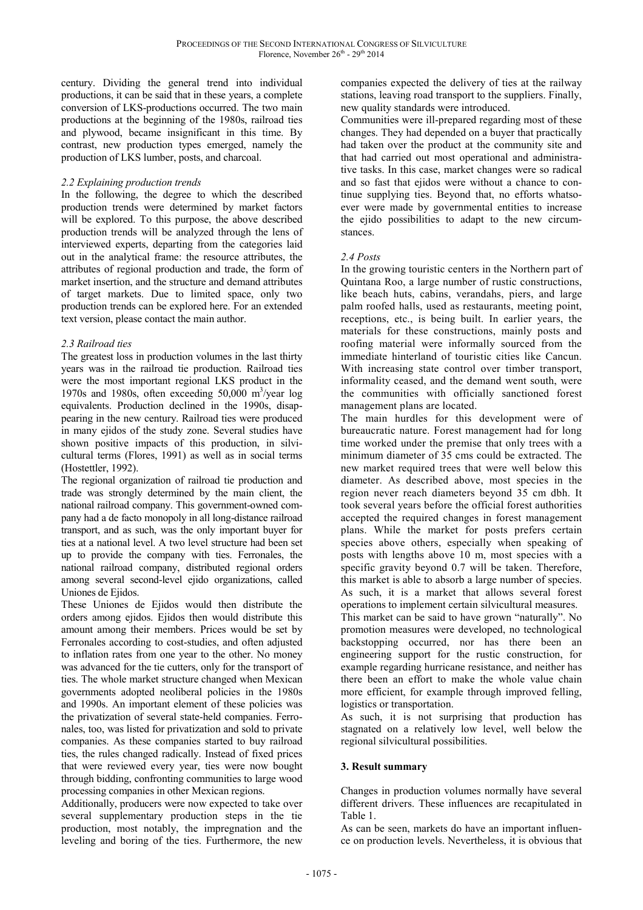century. Dividing the general trend into individual productions, it can be said that in these years, a complete conversion of LKS-productions occurred. The two main productions at the beginning of the 1980s, railroad ties and plywood, became insignificant in this time. By contrast, new production types emerged, namely the production of LKS lumber, posts, and charcoal.

### *2.2 Explaining production trends*

In the following, the degree to which the described production trends were determined by market factors will be explored. To this purpose, the above described production trends will be analyzed through the lens of interviewed experts, departing from the categories laid out in the analytical frame: the resource attributes, the attributes of regional production and trade, the form of market insertion, and the structure and demand attributes of target markets. Due to limited space, only two production trends can be explored here. For an extended text version, please contact the main author.

### *2.3 Railroad ties*

The greatest loss in production volumes in the last thirty years was in the railroad tie production. Railroad ties were the most important regional LKS product in the 1970s and 1980s, often exceeding 50,000 m$^3$/year log equivalents. Production declined in the 1990s, disappearing in the new century. Railroad ties were produced in many ejidos of the study zone. Several studies have shown positive impacts of this production, in silvicultural terms (Flores, 1991) as well as in social terms (Hostettler, 1992).

The regional organization of railroad tie production and trade was strongly determined by the main client, the national railroad company. This government-owned company had a de facto monopoly in all long-distance railroad transport, and as such, was the only important buyer for ties at a national level. A two level structure had been set up to provide the company with ties. Ferronales, the national railroad company, distributed regional orders among several second-level ejido organizations, called Uniones de Ejidos.

These Uniones de Ejidos would then distribute the orders among ejidos. Ejidos then would distribute this amount among their members. Prices would be set by Ferronales according to cost-studies, and often adjusted to inflation rates from one year to the other. No money was advanced for the tie cutters, only for the transport of ties. The whole market structure changed when Mexican governments adopted neoliberal policies in the 1980s and 1990s. An important element of these policies was the privatization of several state-held companies. Ferronales, too, was listed for privatization and sold to private companies. As these companies started to buy railroad ties, the rules changed radically. Instead of fixed prices that were reviewed every year, ties were now bought through bidding, confronting communities to large wood processing companies in other Mexican regions.

Additionally, producers were now expected to take over several supplementary production steps in the tie production, most notably, the impregnation and the leveling and boring of the ties. Furthermore, the new companies expected the delivery of ties at the railway stations, leaving road transport to the suppliers. Finally, new quality standards were introduced.

Communities were ill-prepared regarding most of these changes. They had depended on a buyer that practically had taken over the product at the community site and that had carried out most operational and administrative tasks. In this case, market changes were so radical and so fast that ejidos were without a chance to continue supplying ties. Beyond that, no efforts whatsoever were made by governmental entities to increase the ejido possibilities to adapt to the new circumstances.

### *2.4 Posts*

In the growing touristic centers in the Northern part of Quintana Roo, a large number of rustic constructions, like beach huts, cabins, verandahs, piers, and large palm roofed halls, used as restaurants, meeting point, receptions, etc., is being built. In earlier years, the materials for these constructions, mainly posts and roofing material were informally sourced from the immediate hinterland of touristic cities like Cancun. With increasing state control over timber transport, informality ceased, and the demand went south, were the communities with officially sanctioned forest management plans are located.

The main hurdles for this development were of bureaucratic nature. Forest management had for long time worked under the premise that only trees with a minimum diameter of 35 cms could be extracted. The new market required trees that were well below this diameter. As described above, most species in the region never reach diameters beyond 35 cm dbh. It took several years before the official forest authorities accepted the required changes in forest management plans. While the market for posts prefers certain species above others, especially when speaking of posts with lengths above 10 m, most species with a specific gravity beyond 0.7 will be taken. Therefore, this market is able to absorb a large number of species. As such, it is a market that allows several forest operations to implement certain silvicultural measures.

This market can be said to have grown "naturally". No promotion measures were developed, no technological backstopping occurred, nor has there been an engineering support for the rustic construction, for example regarding hurricane resistance, and neither has there been an effort to make the whole value chain more efficient, for example through improved felling, logistics or transportation.

As such, it is not surprising that production has stagnated on a relatively low level, well below the regional silvicultural possibilities.

## 3. Result summary

Changes in production volumes normally have several different drivers. These influences are recapitulated in Table 1.

As can be seen, markets do have an important influence on production levels. Nevertheless, it is obvious that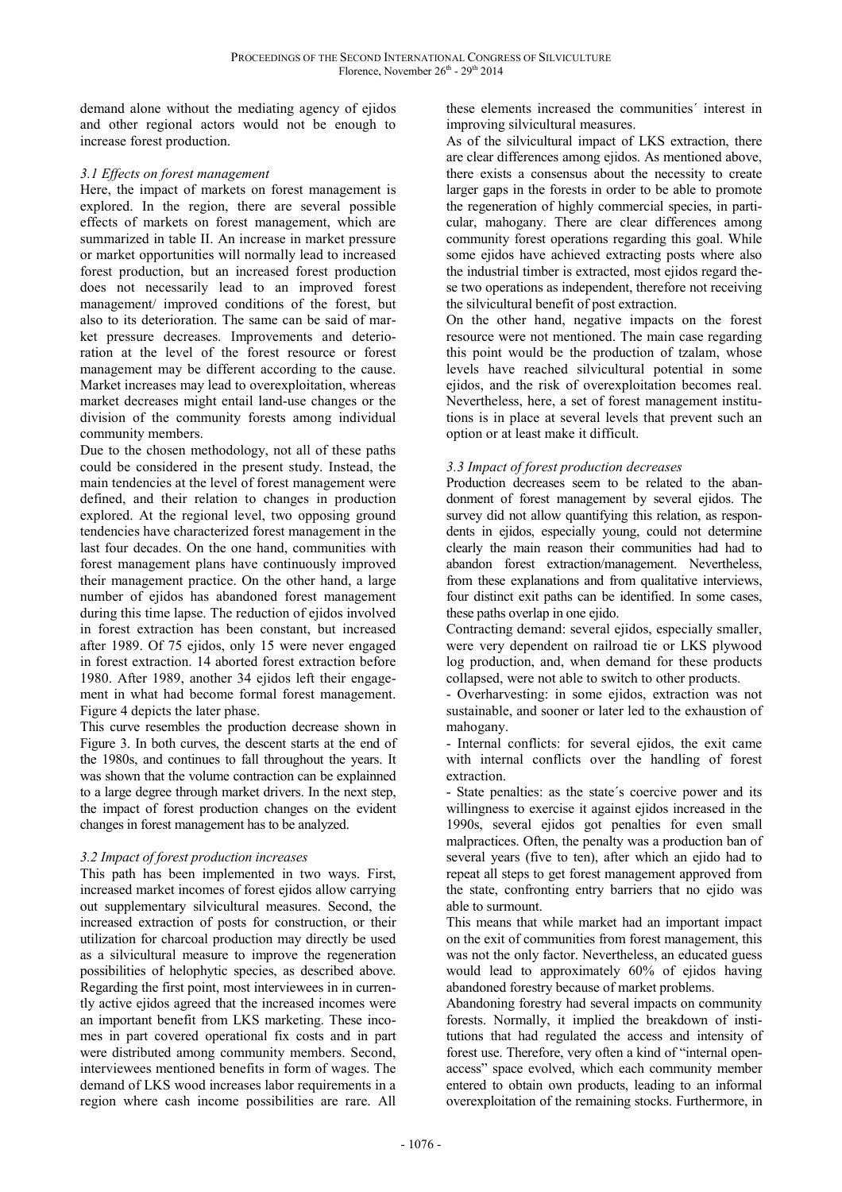demand alone without the mediating agency of ejidos and other regional actors would not be enough to increase forest production.

### *3.1 Effects on forest management*

Here, the impact of markets on forest management is explored. In the region, there are several possible effects of markets on forest management, which are summarized in table II. An increase in market pressure or market opportunities will normally lead to increased forest production, but an increased forest production does not necessarily lead to an improved forest management/ improved conditions of the forest, but also to its deterioration. The same can be said of market pressure decreases. Improvements and deterioration at the level of the forest resource or forest management may be different according to the cause. Market increases may lead to overexploitation, whereas market decreases might entail land-use changes or the division of the community forests among individual community members.

Due to the chosen methodology, not all of these paths could be considered in the present study. Instead, the main tendencies at the level of forest management were defined, and their relation to changes in production explored. At the regional level, two opposing ground tendencies have characterized forest management in the last four decades. On the one hand, communities with forest management plans have continuously improved their management practice. On the other hand, a large number of ejidos has abandoned forest management during this time lapse. The reduction of ejidos involved in forest extraction has been constant, but increased after 1989. Of 75 ejidos, only 15 were never engaged in forest extraction. 14 aborted forest extraction before 1980. After 1989, another 34 ejidos left their engagement in what had become formal forest management. Figure 4 depicts the later phase.

This curve resembles the production decrease shown in Figure 3. In both curves, the descent starts at the end of the 1980s, and continues to fall throughout the years. It was shown that the volume contraction can be explainned to a large degree through market drivers. In the next step, the impact of forest production changes on the evident changes in forest management has to be analyzed.

### *3.2 Impact of forest production increases*

This path has been implemented in two ways. First, increased market incomes of forest ejidos allow carrying out supplementary silvicultural measures. Second, the increased extraction of posts for construction, or their utilization for charcoal production may directly be used as a silvicultural measure to improve the regeneration possibilities of helophytic species, as described above. Regarding the first point, most interviewees in in currently active ejidos agreed that the increased incomes were an important benefit from LKS marketing. These incomes in part covered operational fix costs and in part were distributed among community members. Second, interviewees mentioned benefits in form of wages. The demand of LKS wood increases labor requirements in a region where cash income possibilities are rare. All these elements increased the communities´ interest in improving silvicultural measures.

As of the silvicultural impact of LKS extraction, there are clear differences among ejidos. As mentioned above, there exists a consensus about the necessity to create larger gaps in the forests in order to be able to promote the regeneration of highly commercial species, in particular, mahogany. There are clear differences among community forest operations regarding this goal. While some ejidos have achieved extracting posts where also the industrial timber is extracted, most ejidos regard these two operations as independent, therefore not receiving the silvicultural benefit of post extraction.

On the other hand, negative impacts on the forest resource were not mentioned. The main case regarding this point would be the production of tzalam, whose levels have reached silvicultural potential in some ejidos, and the risk of overexploitation becomes real. Nevertheless, here, a set of forest management institutions is in place at several levels that prevent such an option or at least make it difficult.

### *3.3 Impact of forest production decreases*

Production decreases seem to be related to the abandonment of forest management by several ejidos. The survey did not allow quantifying this relation, as respondents in ejidos, especially young, could not determine clearly the main reason their communities had had to abandon forest extraction/management. Nevertheless, from these explanations and from qualitative interviews, four distinct exit paths can be identified. In some cases, these paths overlap in one ejido.

Contracting demand: several ejidos, especially smaller, were very dependent on railroad tie or LKS plywood log production, and, when demand for these products collapsed, were not able to switch to other products.

- Overharvesting: in some ejidos, extraction was not sustainable, and sooner or later led to the exhaustion of mahogany.
- Internal conflicts: for several ejidos, the exit came with internal conflicts over the handling of forest extraction.
- State penalties: as the state´s coercive power and its willingness to exercise it against ejidos increased in the 1990s, several ejidos got penalties for even small malpractices. Often, the penalty was a production ban of several years (five to ten), after which an ejido had to repeat all steps to get forest management approved from the state, confronting entry barriers that no ejido was able to surmount.

This means that while market had an important impact on the exit of communities from forest management, this was not the only factor. Nevertheless, an educated guess would lead to approximately 60% of ejidos having abandoned forestry because of market problems.

Abandoning forestry had several impacts on community forests. Normally, it implied the breakdown of institutions that had regulated the access and intensity of forest use. Therefore, very often a kind of "internal open-access" space evolved, which each community member entered to obtain own products, leading to an informal overexploitation of the remaining stocks. Furthermore, in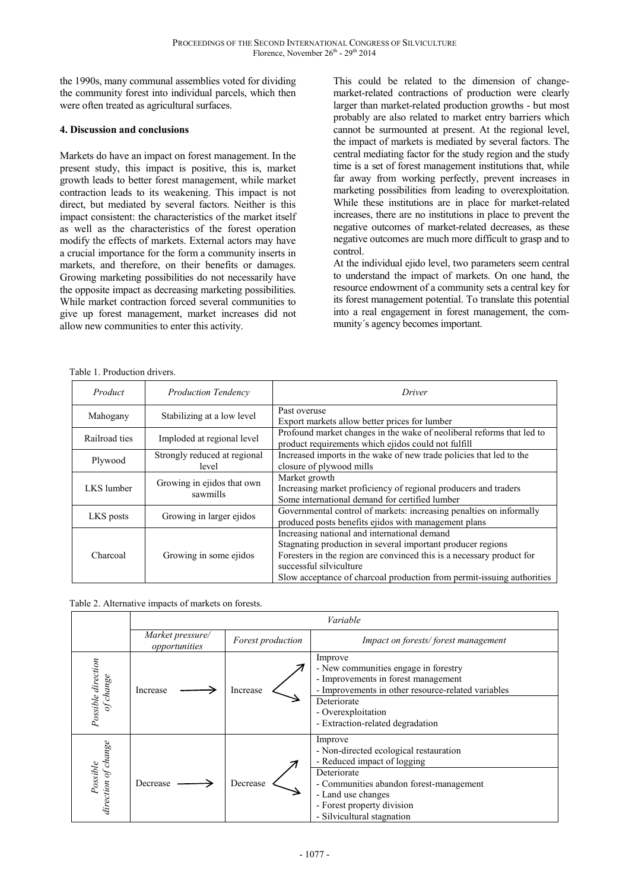the 1990s, many communal assemblies voted for dividing the community forest into individual parcels, which then were often treated as agricultural surfaces.

## 4. Discussion and conclusions

Markets do have an impact on forest management. In the present study, this impact is positive, this is, market growth leads to better forest management, while market contraction leads to its weakening. This impact is not direct, but mediated by several factors. Neither is this impact consistent: the characteristics of the market itself as well as the characteristics of the forest operation modify the effects of markets. External actors may have a crucial importance for the form a community inserts in markets, and therefore, on their benefits or damages. Growing marketing possibilities do not necessarily have the opposite impact as decreasing marketing possibilities. While market contraction forced several communities to give up forest management, market increases did not allow new communities to enter this activity.

This could be related to the dimension of change-market-related contractions of production were clearly larger than market-related production growths - but most probably are also related to market entry barriers which cannot be surmounted at present. At the regional level, the impact of markets is mediated by several factors. The central mediating factor for the study region and the study time is a set of forest management institutions that, while far away from working perfectly, prevent increases in marketing possibilities from leading to overexploitation. While these institutions are in place for market-related increases, there are no institutions in place to prevent the negative outcomes of market-related decreases, as these negative outcomes are much more difficult to grasp and to control.

At the individual ejido level, two parameters seem central to understand the impact of markets. On one hand, the resource endowment of a community sets a central key for its forest management potential. To translate this potential into a real engagement in forest management, the community´s agency becomes important.

Table 1. Production drivers.

| *Product* | *Production Tendency* | *Driver* |
|---|---|---|
| Mahogany | Stabilizing at a low level | Past overuse<br>Export markets allow better prices for lumber |
| Railroad ties | Imploded at regional level | Profound market changes in the wake of neoliberal reforms that led to product requirements which ejidos could not fulfill |
| Plywood | Strongly reduced at regional level | Increased imports in the wake of new trade policies that led to the closure of plywood mills |
| LKS lumber | Growing in ejidos that own sawmills | Market growth<br>Increasing market proficiency of regional producers and traders<br>Some international demand for certified lumber |
| LKS posts | Growing in larger ejidos | Governmental control of markets: increasing penalties on informally produced posts benefits ejidos with management plans |
| Charcoal | Growing in some ejidos | Increasing national and international demand<br>Stagnating production in several important producer regions<br>Foresters in the region are convinced this is a necessary product for successful silviculture<br>Slow acceptance of charcoal production from permit-issuing authorities |

Table 2. Alternative impacts of markets on forests.

| | *Variable* | | |
|---|---|---|---|
| | *Market pressure/ opportunities* | *Forest production* | *Impact on forests/ forest management* |
| *Possible direction of change* | Increase → | Increase ↗ | Improve<br>- New communities engage in forestry<br>- Improvements in forest management<br>- Improvements in other resource-related variables |
| | | ↘ | Deteriorate<br>- Overexploitation<br>- Extraction-related degradation |
| *Possible direction of change* | Decrease → | Decrease ↗ | Improve<br>- Non-directed ecological restauration<br>- Reduced impact of logging |
| | | ↘ | Deteriorate<br>- Communities abandon forest-management<br>- Land use changes<br>- Forest property division<br>- Silvicultural stagnation |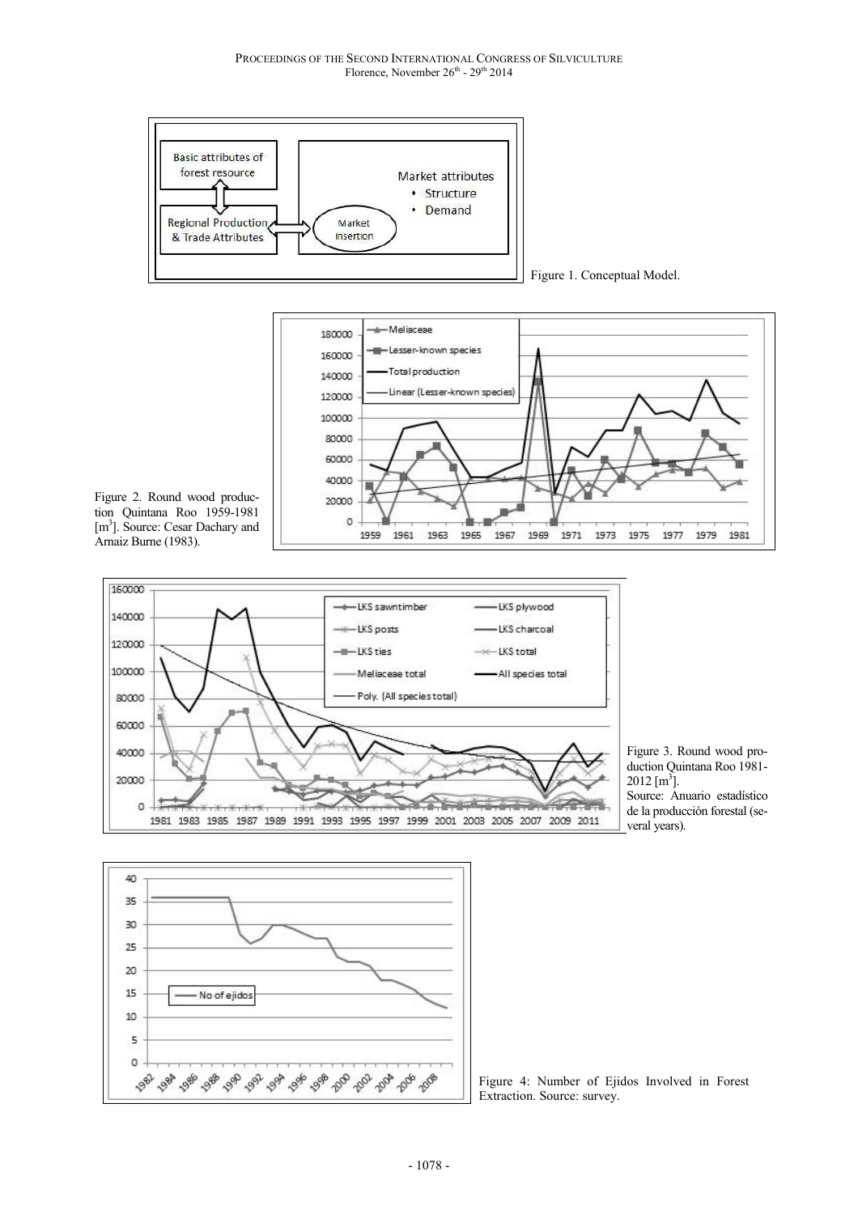Basic attributes of forest resource

Regional Production & Trade Attributes

Market insertion

Market attributes
- Structure
- Demand

Figure 1. Conceptual Model.

Meliaceae
Lesser-known species
Total production
Linear (Lesser-known species)

180000
160000
140000
120000
100000
80000
60000
40000
20000
0

1959 1961 1963 1965 1967 1969 1971 1973 1975 1977 1979 1981

Figure 2. Round wood production Quintana Roo 1959-1981 [m$^3$]. Source: Cesar Dachary and Arnaiz Burne (1983).

LKS sawntimber
LKS plywood
LKS posts
LKS charcoal
LKS ties
LKS total
Meliaceae total
All species total
Poly. (All species total)

160000
140000
120000
100000
80000
60000
40000
20000
0

1981 1983 1985 1987 1989 1991 1993 1995 1997 1999 2001 2003 2005 2007 2009 2011

Figure 3. Round wood production Quintana Roo 1981-2012 [m$^3$]. Source: Anuario estadístico de la producción forestal (several years).

No of ejidos

40
35
30
25
20
15
10
5
0

1982 1984 1986 1988 1990 1992 1994 1996 1998 2000 2002 2004 2006 2008

Figure 4: Number of Ejidos Involved in Forest Extraction. Source: survey.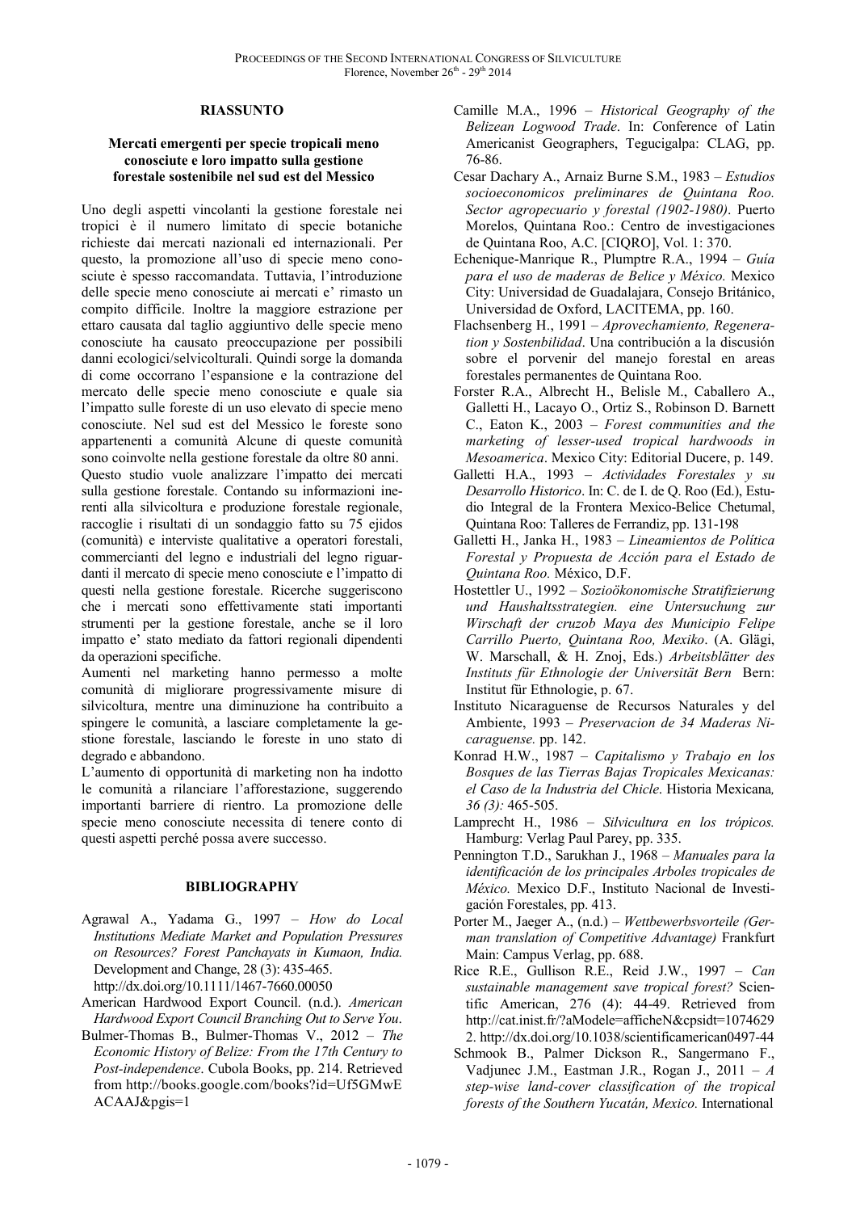## RIASSUNTO

### Mercati emergenti per specie tropicali meno conosciute e loro impatto sulla gestione forestale sostenibile nel sud est del Messico

Uno degli aspetti vincolanti la gestione forestale nei tropici è il numero limitato di specie botaniche richieste dai mercati nazionali ed internazionali. Per questo, la promozione all'uso di specie meno conosciute è spesso raccomandata. Tuttavia, l'introduzione delle specie meno conosciute ai mercati e' rimasto un compito difficile. Inoltre la maggiore estrazione per ettaro causata dal taglio aggiuntivo delle specie meno conosciute ha causato preoccupazione per possibili danni ecologici/selvicolturali. Quindi sorge la domanda di come occorrano l'espansione e la contrazione del mercato delle specie meno conosciute e quale sia l'impatto sulle foreste di un uso elevato di specie meno conosciute. Nel sud est del Messico le foreste sono appartenenti a comunità Alcune di queste comunità sono coinvolte nella gestione forestale da oltre 80 anni.
Questo studio vuole analizzare l'impatto dei mercati sulla gestione forestale. Contando su informazioni inerenti alla silvicoltura e produzione forestale regionale, raccoglie i risultati di un sondaggio fatto su 75 ejidos (comunità) e interviste qualitative a operatori forestali, commercianti del legno e industriali del legno riguardanti il mercato di specie meno conosciute e l'impatto di questi nella gestione forestale. Ricerche suggeriscono che i mercati sono effettivamente stati importanti strumenti per la gestione forestale, anche se il loro impatto e' stato mediato da fattori regionali dipendenti da operazioni specifiche.
Aumenti nel marketing hanno permesso a molte comunità di migliorare progressivamente misure di silvicoltura, mentre una diminuzione ha contribuito a spingere le comunità, a lasciare completamente la gestione forestale, lasciando le foreste in uno stato di degrado e abbandono.
L'aumento di opportunità di marketing non ha indotto le comunità a rilanciare l'afforestazione, suggerendo importanti barriere di rientro. La promozione delle specie meno conosciute necessita di tenere conto di questi aspetti perché possa avere successo.

## BIBLIOGRAPHY

Agrawal A., Yadama G., 1997 – *How do Local Institutions Mediate Market and Population Pressures on Resources? Forest Panchayats in Kumaon, India.* Development and Change, 28 (3): 435-465. http://dx.doi.org/10.1111/1467-7660.00050

American Hardwood Export Council. (n.d.). *American Hardwood Export Council Branching Out to Serve You*.

Bulmer-Thomas B., Bulmer-Thomas V., 2012 – *The Economic History of Belize: From the 17th Century to Post-independence*. Cubola Books, pp. 214. Retrieved from http://books.google.com/books?id=Uf5GMwEACAAJ&pgis=1

Camille M.A., 1996 – *Historical Geography of the Belizean Logwood Trade*. In: Conference of Latin Americanist Geographers, Tegucigalpa: CLAG, pp. 76-86.

Cesar Dachary A., Arnaiz Burne S.M., 1983 – *Estudios socioeconomicos preliminares de Quintana Roo. Sector agropecuario y forestal (1902-1980)*. Puerto Morelos, Quintana Roo.: Centro de investigaciones de Quintana Roo, A.C. [CIQRO], Vol. 1: 370.

Echenique-Manrique R., Plumptre R.A., 1994 – *Guía para el uso de maderas de Belice y México.* Mexico City: Universidad de Guadalajara, Consejo Británico, Universidad de Oxford, LACITEMA, pp. 160.

Flachsenberg H., 1991 – *Aprovechamiento, Regeneration y Sostenbilidad*. Una contribución a la discusión sobre el porvenir del manejo forestal en areas forestales permanentes de Quintana Roo.

Forster R.A., Albrecht H., Belisle M., Caballero A., Galletti H., Lacayo O., Ortiz S., Robinson D. Barnett C., Eaton K., 2003 – *Forest communities and the marketing of lesser-used tropical hardwoods in Mesoamerica*. Mexico City: Editorial Ducere, p. 149.

Galletti H.A., 1993 – *Actividades Forestales y su Desarrollo Historico*. In: C. de I. de Q. Roo (Ed.), Estudio Integral de la Frontera Mexico-Belice Chetumal, Quintana Roo: Talleres de Ferrandiz, pp. 131-198

Galletti H., Janka H., 1983 – *Lineamientos de Política Forestal y Propuesta de Acción para el Estado de Quintana Roo.* México, D.F.

Hostettler U., 1992 – *Sozioökonomische Stratifizierung und Haushaltsstrategien. eine Untersuchung zur Wirschaft der cruzob Maya des Municipio Felipe Carrillo Puerto, Quintana Roo, Mexiko*. (A. Glägi, W. Marschall, & H. Znoj, Eds.) *Arbeitsblätter des Instituts für Ethnologie der Universität Bern* Bern: Institut für Ethnologie, p. 67.

Instituto Nicaraguense de Recursos Naturales y del Ambiente, 1993 – *Preservacion de 34 Maderas Nicaraguense.* pp. 142.

Konrad H.W., 1987 – *Capitalismo y Trabajo en los Bosques de las Tierras Bajas Tropicales Mexicanas: el Caso de la Industria del Chicle*. Historia Mexicana*, 36 (3):* 465-505.

Lamprecht H., 1986 – *Silvicultura en los trópicos.* Hamburg: Verlag Paul Parey, pp. 335.

Pennington T.D., Sarukhan J., 1968 – *Manuales para la identificación de los principales Arboles tropicales de México.* Mexico D.F., Instituto Nacional de Investigación Forestales, pp. 413.

Porter M., Jaeger A., (n.d.) – *Wettbewerbsvorteile (German translation of Competitive Advantage)* Frankfurt Main: Campus Verlag, pp. 688.

Rice R.E., Gullison R.E., Reid J.W., 1997 – *Can sustainable management save tropical forest?* Scientific American, 276 (4): 44-49. Retrieved from http://cat.inist.fr/?aModele=afficheN&cpsidt=10746292. http://dx.doi.org/10.1038/scientificamerican0497-44

Schmook B., Palmer Dickson R., Sangermano F., Vadjunec J.M., Eastman J.R., Rogan J., 2011 – *A step-wise land-cover classification of the tropical forests of the Southern Yucatán, Mexico.* International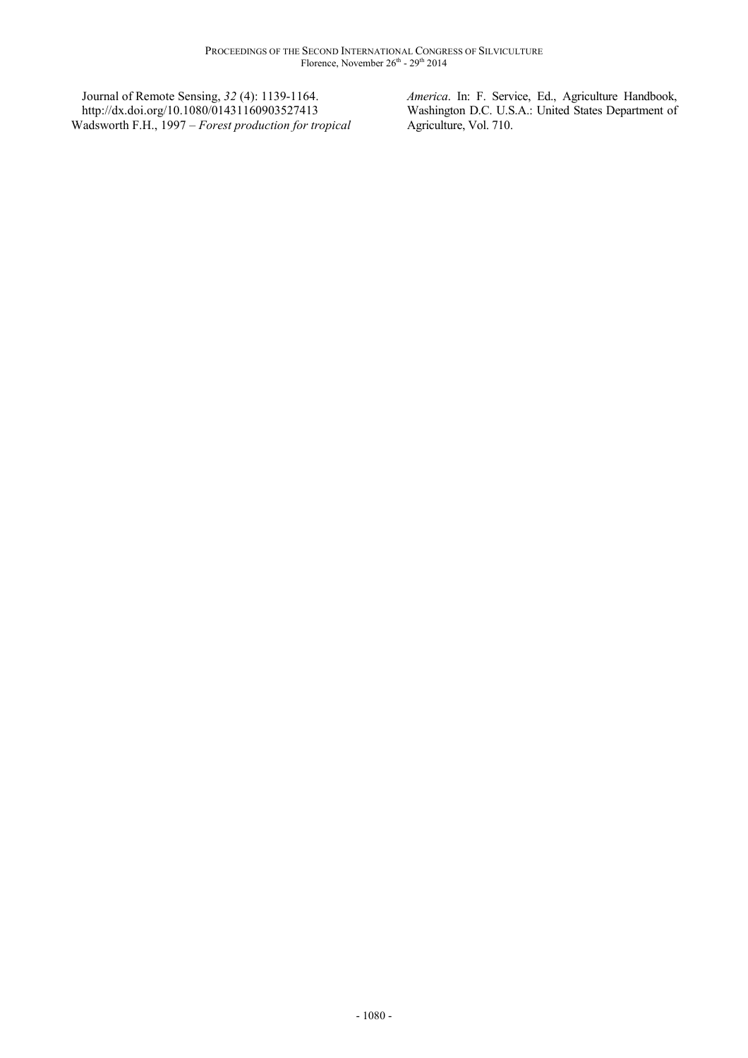Journal of Remote Sensing, *32* (4): 1139-1164. http://dx.doi.org/10.1080/01431160903527413

Wadsworth F.H., 1997 – *Forest production for tropical America*. In: F. Service, Ed., Agriculture Handbook, Washington D.C. U.S.A.: United States Department of Agriculture, Vol. 710.